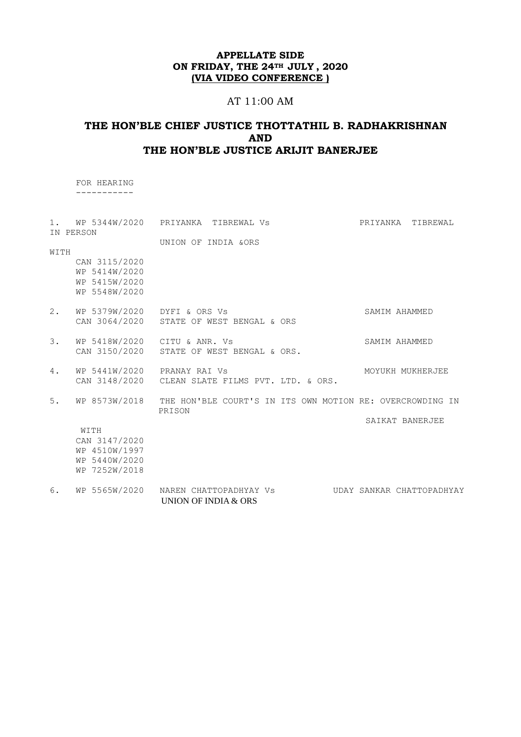**APPELLATE SIDE**
**ON FRIDAY, THE 24TH JULY , 2020**
**(VIA VIDEO CONFERENCE )**

AT 11:00 AM

## THE HON'BLE CHIEF JUSTICE THOTTATHIL B. RADHAKRISHNAN
## AND
## THE HON'BLE JUSTICE ARIJIT BANERJEE

FOR HEARING
-----------

1. WP 5344W/2020 PRIYANKA TIBREWAL Vs UNION OF INDIA &ORS — PRIYANKA TIBREWAL IN PERSON

   WITH
   CAN 3115/2020
   WP 5414W/2020
   WP 5415W/2020
   WP 5548W/2020

2. WP 5379W/2020 DYFI & ORS Vs — SAMIM AHAMMED
   CAN 3064/2020 STATE OF WEST BENGAL & ORS

3. WP 5418W/2020 CITU & ANR. Vs — SAMIM AHAMMED
   CAN 3150/2020 STATE OF WEST BENGAL & ORS.

4. WP 5441W/2020 PRANAY RAI Vs — MOYUKH MUKHERJEE
   CAN 3148/2020 CLEAN SLATE FILMS PVT. LTD. & ORS.

5. WP 8573W/2018 THE HON'BLE COURT'S IN ITS OWN MOTION RE: OVERCROWDING IN PRISON — SAIKAT BANERJEE

   WITH
   CAN 3147/2020
   WP 4510W/1997
   WP 5440W/2020
   WP 7252W/2018

6. WP 5565W/2020 NAREN CHATTOPADHYAY Vs UNION OF INDIA & ORS — UDAY SANKAR CHATTOPADHYAY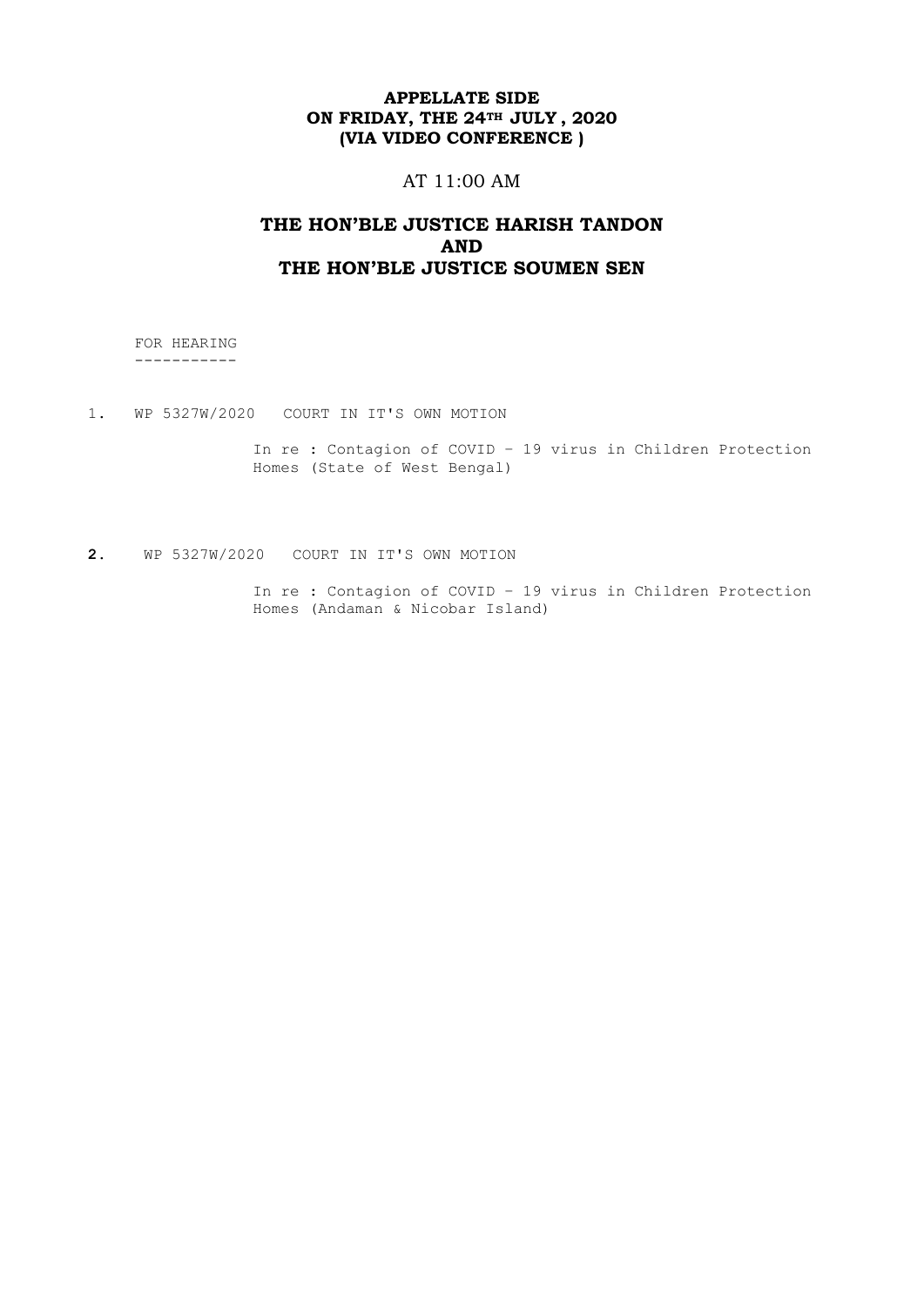**APPELLATE SIDE**
**ON FRIDAY, THE 24TH JULY , 2020**
**(VIA VIDEO CONFERENCE )**

AT 11:00 AM

**THE HON'BLE JUSTICE HARISH TANDON**
**AND**
**THE HON'BLE JUSTICE SOUMEN SEN**

FOR HEARING
-----------

1. WP 5327W/2020 COURT IN IT'S OWN MOTION

   In re : Contagion of COVID – 19 virus in Children Protection Homes (State of West Bengal)

2. WP 5327W/2020 COURT IN IT'S OWN MOTION

   In re : Contagion of COVID – 19 virus in Children Protection Homes (Andaman & Nicobar Island)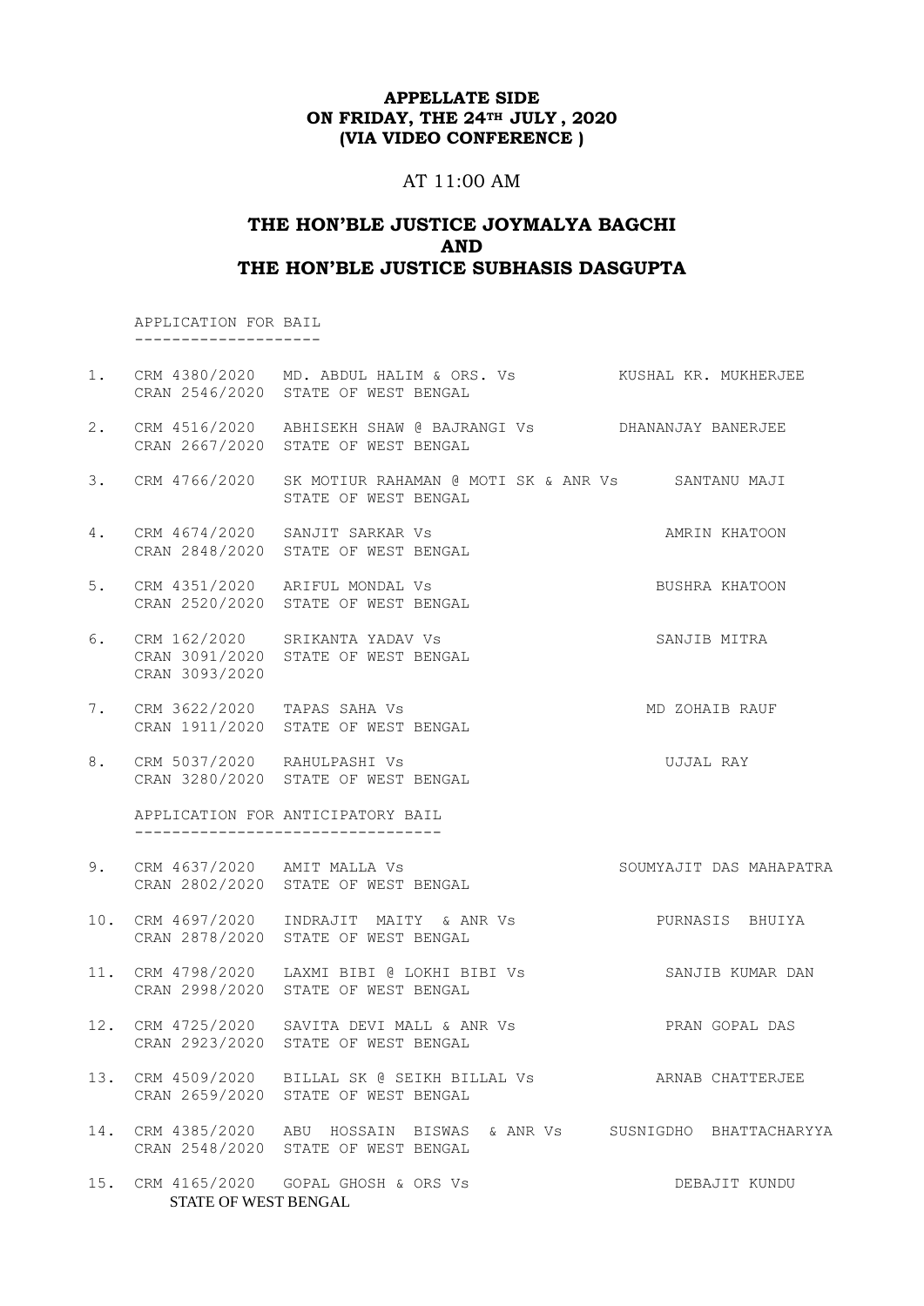**APPELLATE SIDE**
**ON FRIDAY, THE 24TH JULY , 2020**
**(VIA VIDEO CONFERENCE )**

AT 11:00 AM

## THE HON'BLE JUSTICE JOYMALYA BAGCHI
## AND
## THE HON'BLE JUSTICE SUBHASIS DASGUPTA

APPLICATION FOR BAIL
--------------------

| No. | Case No. | Parties | Advocate |
|---|---|---|---|
| 1. | CRM 4380/2020<br>CRAN 2546/2020 | MD. ABDUL HALIM & ORS. Vs<br>STATE OF WEST BENGAL | KUSHAL KR. MUKHERJEE |
| 2. | CRM 4516/2020<br>CRAN 2667/2020 | ABHISEKH SHAW @ BAJRANGI Vs<br>STATE OF WEST BENGAL | DHANANJAY BANERJEE |
| 3. | CRM 4766/2020 | SK MOTIUR RAHAMAN @ MOTI SK & ANR Vs<br>STATE OF WEST BENGAL | SANTANU MAJI |
| 4. | CRM 4674/2020<br>CRAN 2848/2020 | SANJIT SARKAR Vs<br>STATE OF WEST BENGAL | AMRIN KHATOON |
| 5. | CRM 4351/2020<br>CRAN 2520/2020 | ARIFUL MONDAL Vs<br>STATE OF WEST BENGAL | BUSHRA KHATOON |
| 6. | CRM 162/2020<br>CRAN 3091/2020<br>CRAN 3093/2020 | SRIKANTA YADAV Vs<br>STATE OF WEST BENGAL | SANJIB MITRA |
| 7. | CRM 3622/2020<br>CRAN 1911/2020 | TAPAS SAHA Vs<br>STATE OF WEST BENGAL | MD ZOHAIB RAUF |
| 8. | CRM 5037/2020<br>CRAN 3280/2020 | RAHULPASHI Vs<br>STATE OF WEST BENGAL | UJJAL RAY |

APPLICATION FOR ANTICIPATORY BAIL
---------------------------------

| No. | Case No. | Parties | Advocate |
|---|---|---|---|
| 9. | CRM 4637/2020<br>CRAN 2802/2020 | AMIT MALLA Vs<br>STATE OF WEST BENGAL | SOUMYAJIT DAS MAHAPATRA |
| 10. | CRM 4697/2020<br>CRAN 2878/2020 | INDRAJIT MAITY & ANR Vs<br>STATE OF WEST BENGAL | PURNASIS BHUIYA |
| 11. | CRM 4798/2020<br>CRAN 2998/2020 | LAXMI BIBI @ LOKHI BIBI Vs<br>STATE OF WEST BENGAL | SANJIB KUMAR DAN |
| 12. | CRM 4725/2020<br>CRAN 2923/2020 | SAVITA DEVI MALL & ANR Vs<br>STATE OF WEST BENGAL | PRAN GOPAL DAS |
| 13. | CRM 4509/2020<br>CRAN 2659/2020 | BILLAL SK @ SEIKH BILLAL Vs<br>STATE OF WEST BENGAL | ARNAB CHATTERJEE |
| 14. | CRM 4385/2020<br>CRAN 2548/2020 | ABU HOSSAIN BISWAS & ANR Vs<br>STATE OF WEST BENGAL | SUSNIGDHO BHATTACHARYYA |
| 15. | CRM 4165/2020 | GOPAL GHOSH & ORS Vs<br>STATE OF WEST BENGAL | DEBAJIT KUNDU |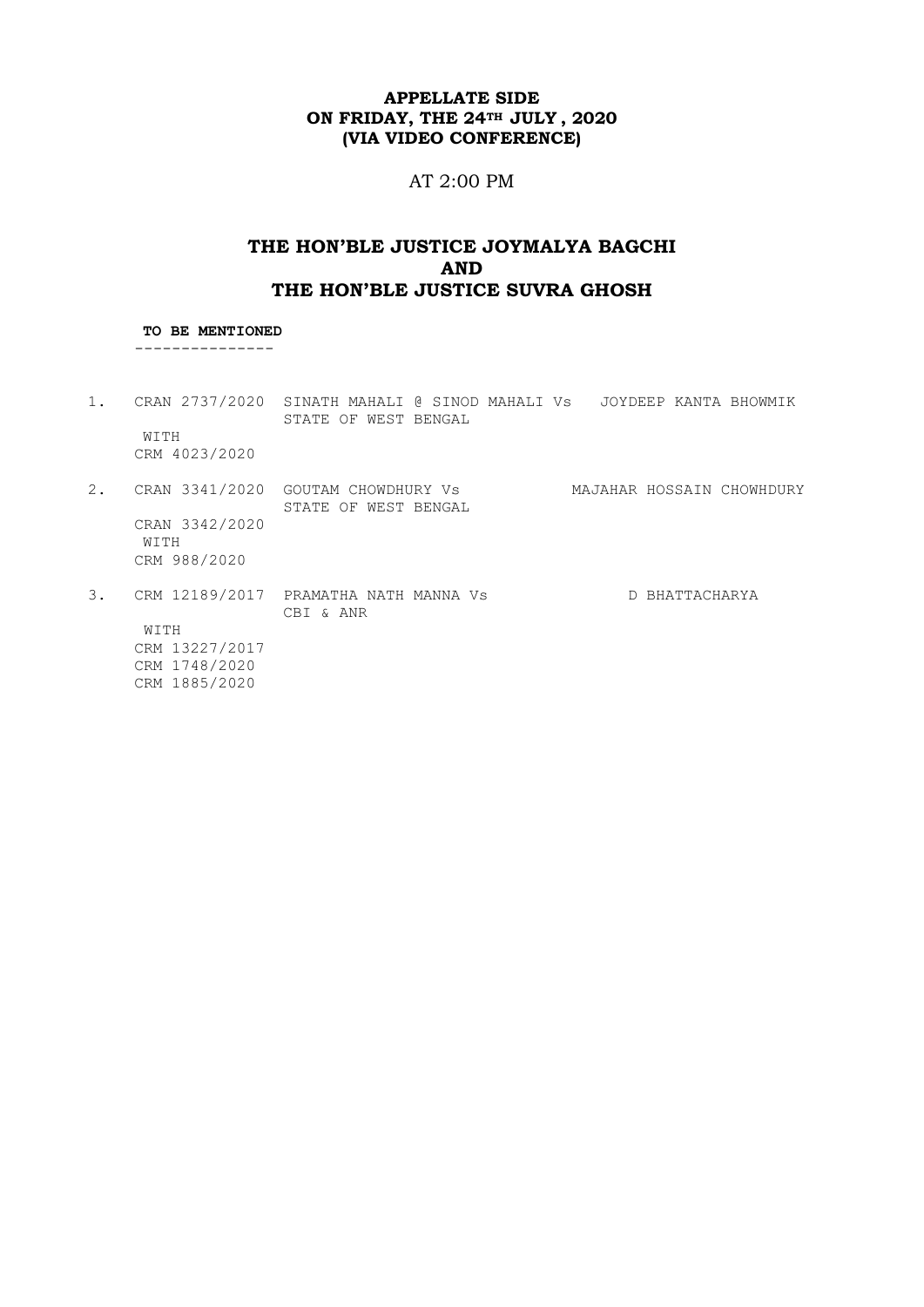**APPELLATE SIDE**
**ON FRIDAY, THE 24TH JULY , 2020**
**(VIA VIDEO CONFERENCE)**

AT 2:00 PM

## THE HON'BLE JUSTICE JOYMALYA BAGCHI
## AND
## THE HON'BLE JUSTICE SUVRA GHOSH

**TO BE MENTIONED**

---------------

1. CRAN 2737/2020 SINATH MAHALI @ SINOD MAHALI Vs STATE OF WEST BENGAL — JOYDEEP KANTA BHOWMIK
   WITH
   CRM 4023/2020

2. CRAN 3341/2020 GOUTAM CHOWDHURY Vs STATE OF WEST BENGAL — MAJAHAR HOSSAIN CHOWHDURY
   CRAN 3342/2020
   WITH
   CRM 988/2020

3. CRM 12189/2017 PRAMATHA NATH MANNA Vs CBI & ANR — D BHATTACHARYA
   WITH
   CRM 13227/2017
   CRM 1748/2020
   CRM 1885/2020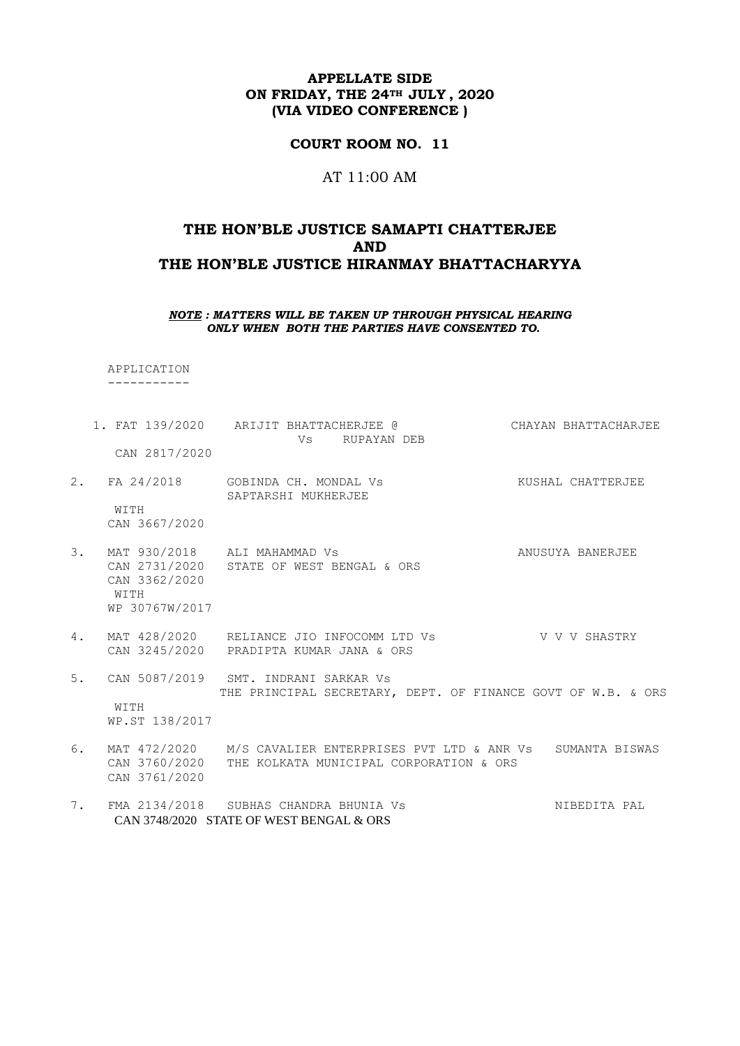**APPELLATE SIDE**
**ON FRIDAY, THE 24TH JULY , 2020**
**(VIA VIDEO CONFERENCE )**

**COURT ROOM NO. 11**

AT 11:00 AM

## THE HON'BLE JUSTICE SAMAPTI CHATTERJEE
## AND
## THE HON'BLE JUSTICE HIRANMAY BHATTACHARYYA

***NOTE : MATTERS WILL BE TAKEN UP THROUGH PHYSICAL HEARING ONLY WHEN BOTH THE PARTIES HAVE CONSENTED TO.***

APPLICATION
-----------

| No. | Case No. | Parties | Advocate |
|---|---|---|---|
| 1. | FAT 139/2020<br>CAN 2817/2020 | ARIJIT BHATTACHERJEE @<br>Vs RUPAYAN DEB | CHAYAN BHATTACHARJEE |
| 2. | FA 24/2018<br>WITH<br>CAN 3667/2020 | GOBINDA CH. MONDAL Vs<br>SAPTARSHI MUKHERJEE | KUSHAL CHATTERJEE |
| 3. | MAT 930/2018<br>CAN 2731/2020<br>CAN 3362/2020<br>WITH<br>WP 30767W/2017 | ALI MAHAMMAD Vs<br>STATE OF WEST BENGAL & ORS | ANUSUYA BANERJEE |
| 4. | MAT 428/2020<br>CAN 3245/2020 | RELIANCE JIO INFOCOMM LTD Vs<br>PRADIPTA KUMAR JANA & ORS | V V V SHASTRY |
| 5. | CAN 5087/2019<br>WITH<br>WP.ST 138/2017 | SMT. INDRANI SARKAR Vs<br>THE PRINCIPAL SECRETARY, DEPT. OF FINANCE GOVT OF W.B. & ORS | |
| 6. | MAT 472/2020<br>CAN 3760/2020<br>CAN 3761/2020 | M/S CAVALIER ENTERPRISES PVT LTD & ANR Vs<br>THE KOLKATA MUNICIPAL CORPORATION & ORS | SUMANTA BISWAS |
| 7. | FMA 2134/2018<br>CAN 3748/2020 | SUBHAS CHANDRA BHUNIA Vs<br>STATE OF WEST BENGAL & ORS | NIBEDITA PAL |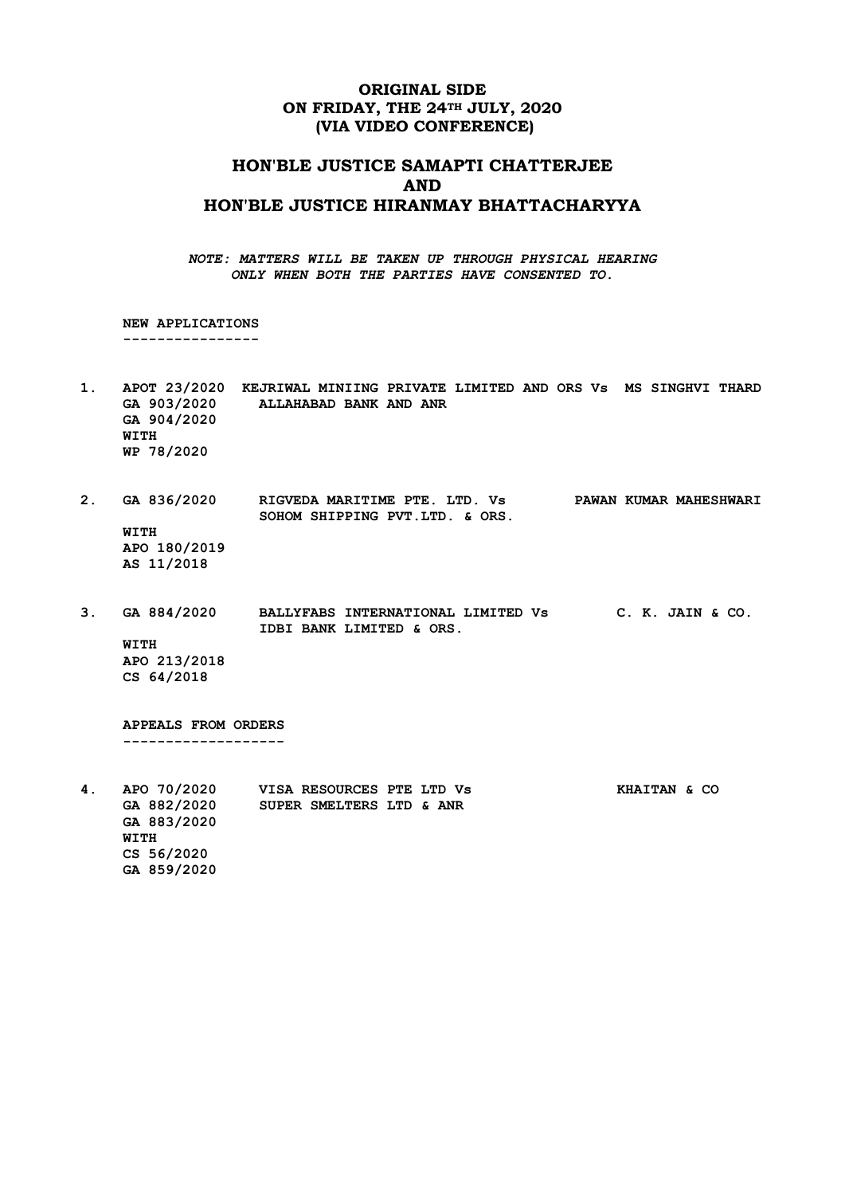**ORIGINAL SIDE**
**ON FRIDAY, THE 24TH JULY, 2020**
**(VIA VIDEO CONFERENCE)**

## HON'BLE JUSTICE SAMAPTI CHATTERJEE
## AND
## HON'BLE JUSTICE HIRANMAY BHATTACHARYYA

*NOTE: MATTERS WILL BE TAKEN UP THROUGH PHYSICAL HEARING ONLY WHEN BOTH THE PARTIES HAVE CONSENTED TO.*

**NEW APPLICATIONS**
**----------------**

1. **APOT 23/2020** KEJRIWAL MINIING PRIVATE LIMITED AND ORS Vs MS SINGHVI THARD
   **GA 903/2020** ALLAHABAD BANK AND ANR
   **GA 904/2020**
   **WITH**
   **WP 78/2020**

2. **GA 836/2020** RIGVEDA MARITIME PTE. LTD. Vs PAWAN KUMAR MAHESHWARI
   SOHOM SHIPPING PVT.LTD. & ORS.
   **WITH**
   **APO 180/2019**
   **AS 11/2018**

3. **GA 884/2020** BALLYFABS INTERNATIONAL LIMITED Vs C. K. JAIN & CO.
   IDBI BANK LIMITED & ORS.
   **WITH**
   **APO 213/2018**
   **CS 64/2018**

**APPEALS FROM ORDERS**
**-------------------**

4. **APO 70/2020** VISA RESOURCES PTE LTD Vs KHAITAN & CO
   **GA 882/2020** SUPER SMELTERS LTD & ANR
   **GA 883/2020**
   **WITH**
   **CS 56/2020**
   **GA 859/2020**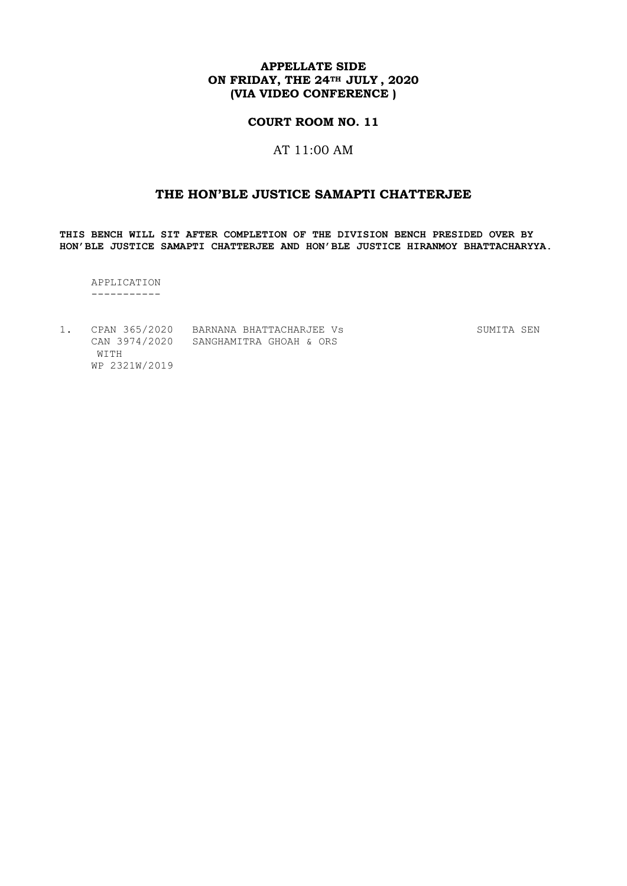**APPELLATE SIDE**
**ON FRIDAY, THE 24TH JULY , 2020**
**(VIA VIDEO CONFERENCE )**

**COURT ROOM NO. 11**

AT 11:00 AM

## THE HON'BLE JUSTICE SAMAPTI CHATTERJEE

**THIS BENCH WILL SIT AFTER COMPLETION OF THE DIVISION BENCH PRESIDED OVER BY HON'BLE JUSTICE SAMAPTI CHATTERJEE AND HON'BLE JUSTICE HIRANMOY BHATTACHARYYA.**

APPLICATION
-----------

| | | | |
|---|---|---|---|
| 1. | CPAN 365/2020<br>CAN 3974/2020<br>WITH<br>WP 2321W/2019 | BARNANA BHATTACHARJEE Vs<br>SANGHAMITRA GHOAH & ORS | SUMITA SEN |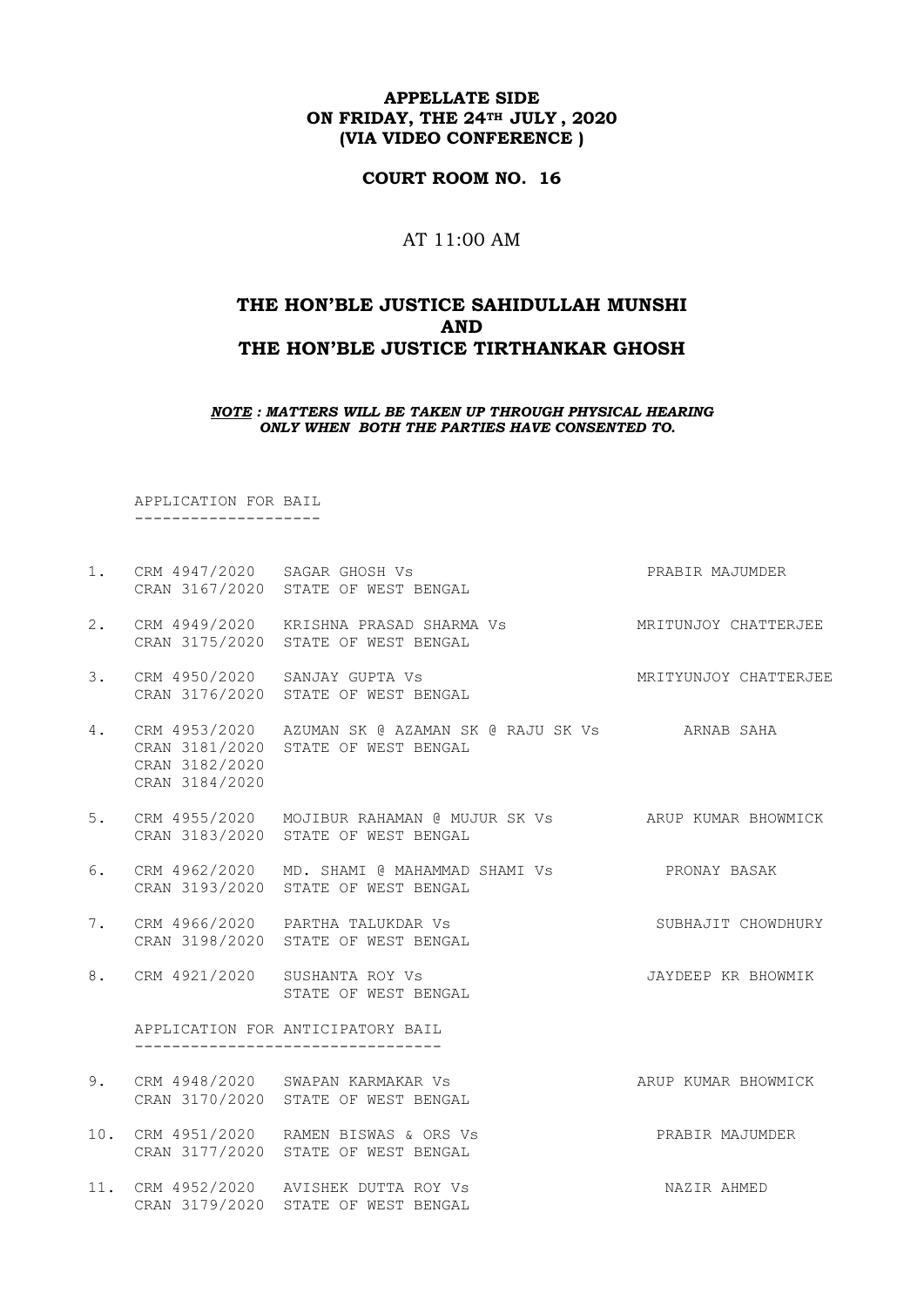**APPELLATE SIDE**
**ON FRIDAY, THE 24TH JULY , 2020**
**(VIA VIDEO CONFERENCE )**

**COURT ROOM NO. 16**

AT 11:00 AM

## THE HON'BLE JUSTICE SAHIDULLAH MUNSHI
## AND
## THE HON'BLE JUSTICE TIRTHANKAR GHOSH

***NOTE : MATTERS WILL BE TAKEN UP THROUGH PHYSICAL HEARING ONLY WHEN BOTH THE PARTIES HAVE CONSENTED TO.***

APPLICATION FOR BAIL
--------------------

| No. | Case No. | Parties | Advocate |
|---|---|---|---|
| 1. | CRM 4947/2020<br>CRAN 3167/2020 | SAGAR GHOSH Vs<br>STATE OF WEST BENGAL | PRABIR MAJUMDER |
| 2. | CRM 4949/2020<br>CRAN 3175/2020 | KRISHNA PRASAD SHARMA Vs<br>STATE OF WEST BENGAL | MRITUNJOY CHATTERJEE |
| 3. | CRM 4950/2020<br>CRAN 3176/2020 | SANJAY GUPTA Vs<br>STATE OF WEST BENGAL | MRITYUNJOY CHATTERJEE |
| 4. | CRM 4953/2020<br>CRAN 3181/2020<br>CRAN 3182/2020<br>CRAN 3184/2020 | AZUMAN SK @ AZAMAN SK @ RAJU SK Vs<br>STATE OF WEST BENGAL | ARNAB SAHA |
| 5. | CRM 4955/2020<br>CRAN 3183/2020 | MOJIBUR RAHAMAN @ MUJUR SK Vs<br>STATE OF WEST BENGAL | ARUP KUMAR BHOWMICK |
| 6. | CRM 4962/2020<br>CRAN 3193/2020 | MD. SHAMI @ MAHAMMAD SHAMI Vs<br>STATE OF WEST BENGAL | PRONAY BASAK |
| 7. | CRM 4966/2020<br>CRAN 3198/2020 | PARTHA TALUKDAR Vs<br>STATE OF WEST BENGAL | SUBHAJIT CHOWDHURY |
| 8. | CRM 4921/2020 | SUSHANTA ROY Vs<br>STATE OF WEST BENGAL | JAYDEEP KR BHOWMIK |

APPLICATION FOR ANTICIPATORY BAIL
---------------------------------

| No. | Case No. | Parties | Advocate |
|---|---|---|---|
| 9. | CRM 4948/2020<br>CRAN 3170/2020 | SWAPAN KARMAKAR Vs<br>STATE OF WEST BENGAL | ARUP KUMAR BHOWMICK |
| 10. | CRM 4951/2020<br>CRAN 3177/2020 | RAMEN BISWAS & ORS Vs<br>STATE OF WEST BENGAL | PRABIR MAJUMDER |
| 11. | CRM 4952/2020<br>CRAN 3179/2020 | AVISHEK DUTTA ROY Vs<br>STATE OF WEST BENGAL | NAZIR AHMED |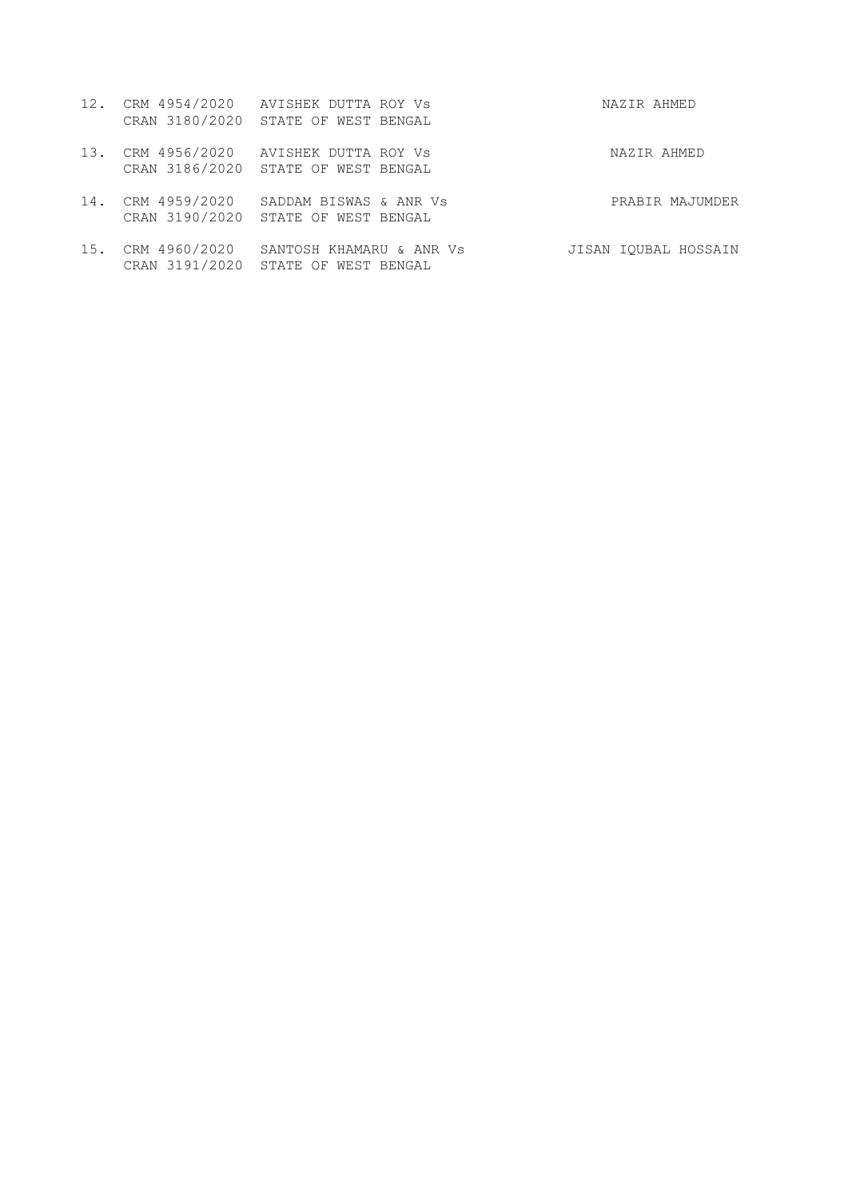| | | | |
|---|---|---|---|
| 12. | CRM 4954/2020<br>CRAN 3180/2020 | AVISHEK DUTTA ROY Vs<br>STATE OF WEST BENGAL | NAZIR AHMED |
| 13. | CRM 4956/2020<br>CRAN 3186/2020 | AVISHEK DUTTA ROY Vs<br>STATE OF WEST BENGAL | NAZIR AHMED |
| 14. | CRM 4959/2020<br>CRAN 3190/2020 | SADDAM BISWAS & ANR Vs<br>STATE OF WEST BENGAL | PRABIR MAJUMDER |
| 15. | CRM 4960/2020<br>CRAN 3191/2020 | SANTOSH KHAMARU & ANR Vs<br>STATE OF WEST BENGAL | JISAN IQUBAL HOSSAIN |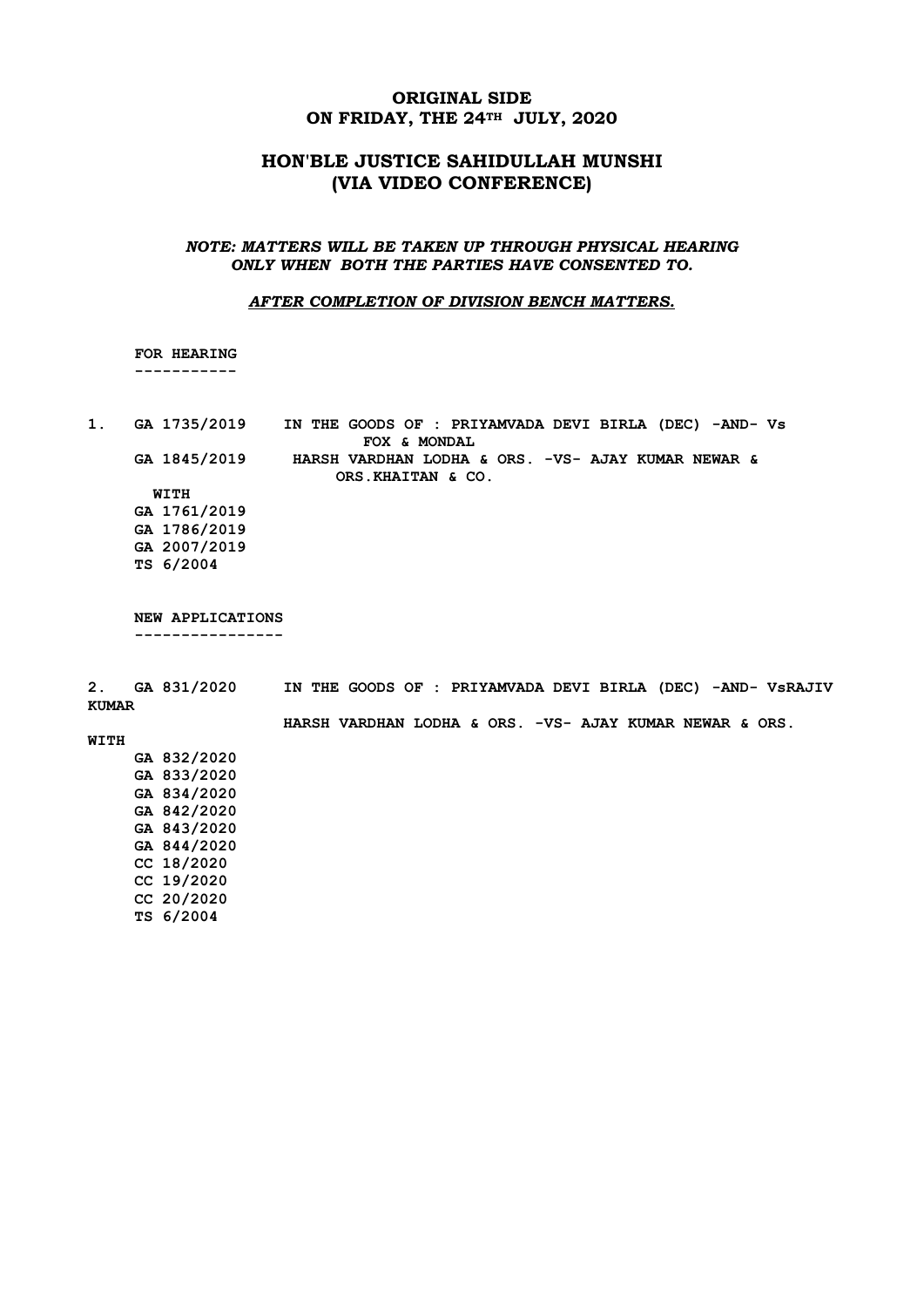**ORIGINAL SIDE**
**ON FRIDAY, THE 24TH JULY, 2020**

## HON'BLE JUSTICE SAHIDULLAH MUNSHI
## (VIA VIDEO CONFERENCE)

***NOTE: MATTERS WILL BE TAKEN UP THROUGH PHYSICAL HEARING ONLY WHEN BOTH THE PARTIES HAVE CONSENTED TO.***

***AFTER COMPLETION OF DIVISION BENCH MATTERS.***

**FOR HEARING**
**-----------**

```
1.  GA 1735/2019    IN THE GOODS OF : PRIYAMVADA DEVI BIRLA (DEC) -AND- Vs
                         FOX & MONDAL
    GA 1845/2019     HARSH VARDHAN LODHA & ORS. -VS- AJAY KUMAR NEWAR &
                         ORS.KHAITAN & CO.
     WITH
    GA 1761/2019
    GA 1786/2019
    GA 2007/2019
    TS 6/2004
```

**NEW APPLICATIONS**
**----------------**

```
2.  GA 831/2020     IN THE GOODS OF : PRIYAMVADA DEVI BIRLA (DEC) -AND- VsRAJIV
KUMAR
                    HARSH VARDHAN LODHA & ORS. -VS- AJAY KUMAR NEWAR & ORS.
WITH
    GA 832/2020
    GA 833/2020
    GA 834/2020
    GA 842/2020
    GA 843/2020
    GA 844/2020
    CC 18/2020
    CC 19/2020
    CC 20/2020
    TS 6/2004
```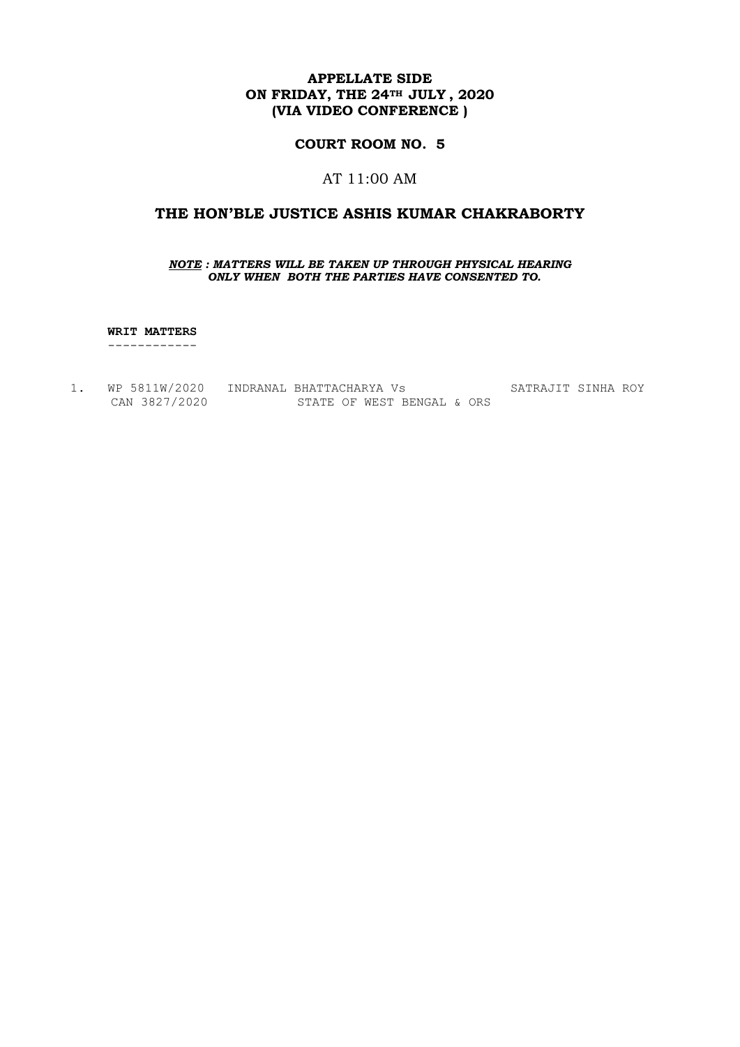**APPELLATE SIDE**
**ON FRIDAY, THE 24TH JULY , 2020**
**(VIA VIDEO CONFERENCE )**

**COURT ROOM NO. 5**

AT 11:00 AM

## THE HON'BLE JUSTICE ASHIS KUMAR CHAKRABORTY

***NOTE : MATTERS WILL BE TAKEN UP THROUGH PHYSICAL HEARING ONLY WHEN BOTH THE PARTIES HAVE CONSENTED TO.***

**WRIT MATTERS**
------------

| | | | |
|---|---|---|---|
| 1. | WP 5811W/2020<br>CAN 3827/2020 | INDRANAL BHATTACHARYA Vs<br>STATE OF WEST BENGAL & ORS | SATRAJIT SINHA ROY |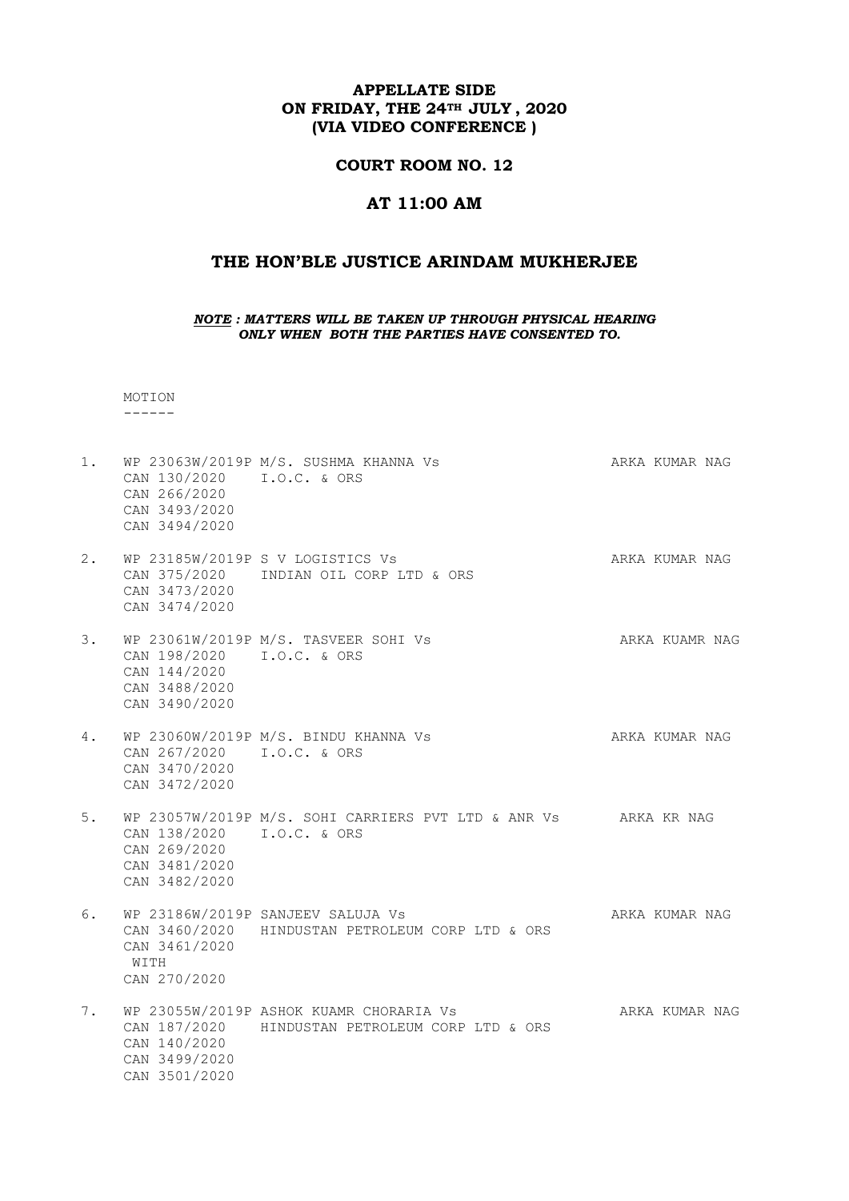**APPELLATE SIDE**
**ON FRIDAY, THE 24TH JULY , 2020**
**(VIA VIDEO CONFERENCE )**

**COURT ROOM NO. 12**

**AT 11:00 AM**

## THE HON'BLE JUSTICE ARINDAM MUKHERJEE

***NOTE : MATTERS WILL BE TAKEN UP THROUGH PHYSICAL HEARING ONLY WHEN BOTH THE PARTIES HAVE CONSENTED TO.***

MOTION
------

1. WP 23063W/2019P M/S. SUSHMA KHANNA Vs I.O.C. & ORS — ARKA KUMAR NAG
   CAN 130/2020
   CAN 266/2020
   CAN 3493/2020
   CAN 3494/2020

2. WP 23185W/2019P S V LOGISTICS Vs INDIAN OIL CORP LTD & ORS — ARKA KUMAR NAG
   CAN 375/2020
   CAN 3473/2020
   CAN 3474/2020

3. WP 23061W/2019P M/S. TASVEER SOHI Vs I.O.C. & ORS — ARKA KUAMR NAG
   CAN 198/2020
   CAN 144/2020
   CAN 3488/2020
   CAN 3490/2020

4. WP 23060W/2019P M/S. BINDU KHANNA Vs I.O.C. & ORS — ARKA KUMAR NAG
   CAN 267/2020
   CAN 3470/2020
   CAN 3472/2020

5. WP 23057W/2019P M/S. SOHI CARRIERS PVT LTD & ANR Vs I.O.C. & ORS — ARKA KR NAG
   CAN 138/2020
   CAN 269/2020
   CAN 3481/2020
   CAN 3482/2020

6. WP 23186W/2019P SANJEEV SALUJA Vs HINDUSTAN PETROLEUM CORP LTD & ORS — ARKA KUMAR NAG
   CAN 3460/2020
   CAN 3461/2020
   WITH
   CAN 270/2020

7. WP 23055W/2019P ASHOK KUAMR CHORARIA Vs HINDUSTAN PETROLEUM CORP LTD & ORS — ARKA KUMAR NAG
   CAN 187/2020
   CAN 140/2020
   CAN 3499/2020
   CAN 3501/2020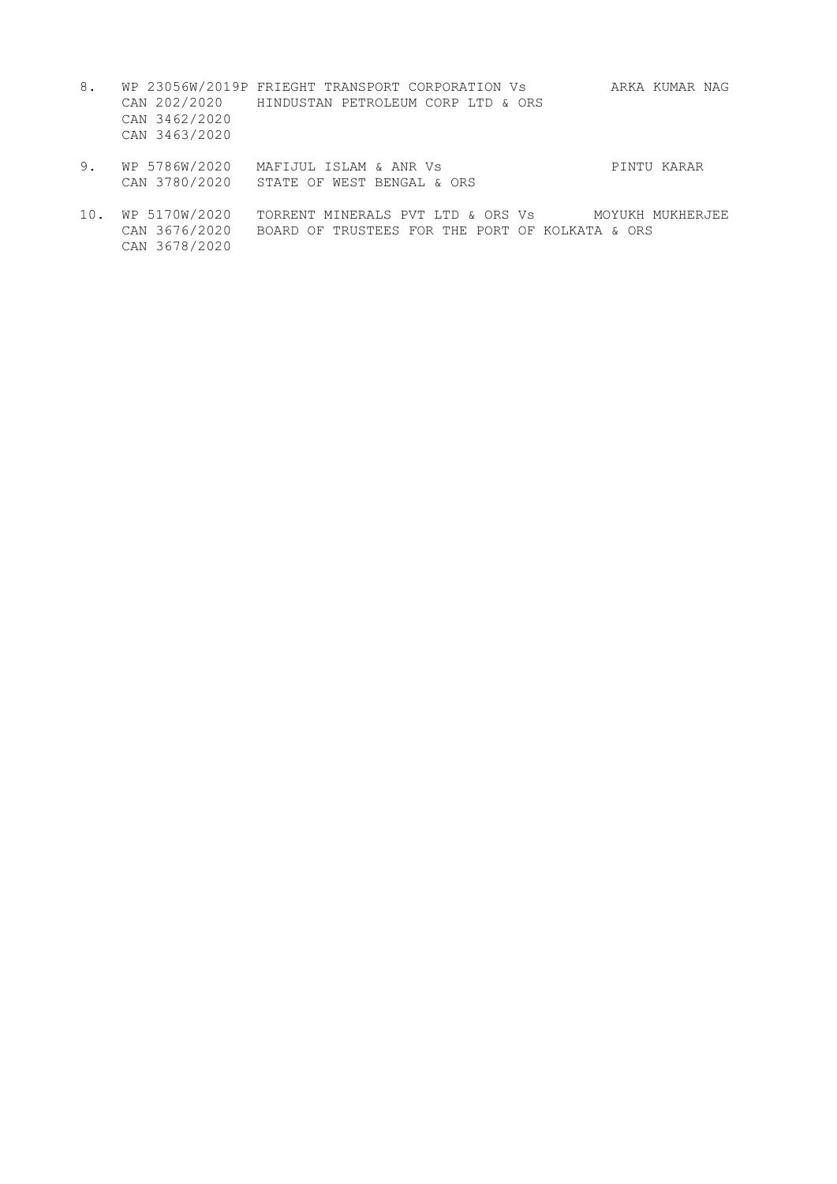8. WP 23056W/2019P FRIEGHT TRANSPORT CORPORATION Vs ARKA KUMAR NAG
   CAN 202/2020 HINDUSTAN PETROLEUM CORP LTD & ORS
   CAN 3462/2020
   CAN 3463/2020

9. WP 5786W/2020 MAFIJUL ISLAM & ANR Vs PINTU KARAR
   CAN 3780/2020 STATE OF WEST BENGAL & ORS

10. WP 5170W/2020 TORRENT MINERALS PVT LTD & ORS Vs MOYUKH MUKHERJEE
    CAN 3676/2020 BOARD OF TRUSTEES FOR THE PORT OF KOLKATA & ORS
    CAN 3678/2020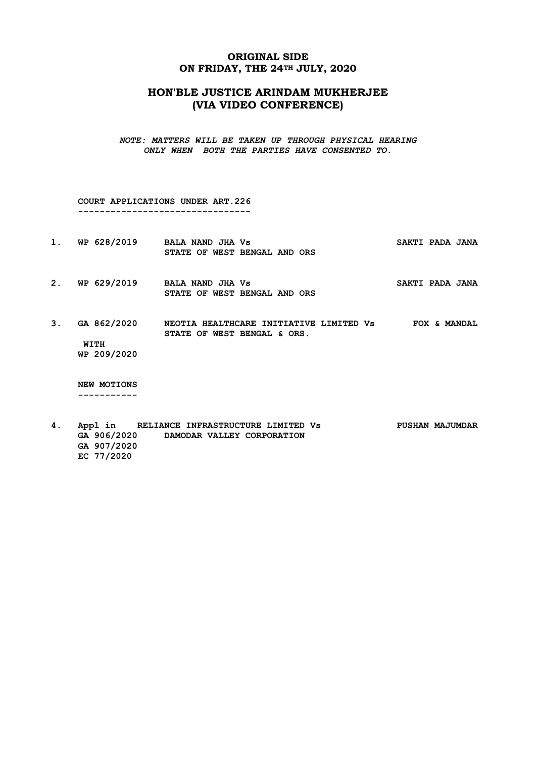## ORIGINAL SIDE
## ON FRIDAY, THE 24TH JULY, 2020

## HON'BLE JUSTICE ARINDAM MUKHERJEE
## (VIA VIDEO CONFERENCE)

***NOTE: MATTERS WILL BE TAKEN UP THROUGH PHYSICAL HEARING ONLY WHEN BOTH THE PARTIES HAVE CONSENTED TO.***

**COURT APPLICATIONS UNDER ART.226**
**-------------------------------**

| | | | |
|---|---|---|---|
| **1.** | **WP 628/2019** | **BALA NAND JHA Vs STATE OF WEST BENGAL AND ORS** | **SAKTI PADA JANA** |
| **2.** | **WP 629/2019** | **BALA NAND JHA Vs STATE OF WEST BENGAL AND ORS** | **SAKTI PADA JANA** |
| **3.** | **GA 862/2020 WITH WP 209/2020** | **NEOTIA HEALTHCARE INITIATIVE LIMITED Vs STATE OF WEST BENGAL & ORS.** | **FOX & MANDAL** |

**NEW MOTIONS**
**-----------**

| | | | |
|---|---|---|---|
| **4.** | **Appl in GA 906/2020 GA 907/2020 EC 77/2020** | **RELIANCE INFRASTRUCTURE LIMITED Vs DAMODAR VALLEY CORPORATION** | **PUSHAN MAJUMDAR** |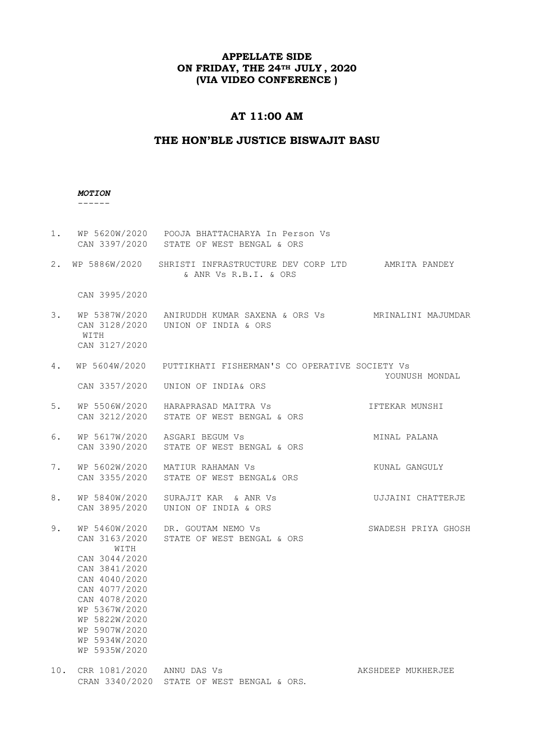**APPELLATE SIDE**
**ON FRIDAY, THE 24TH JULY , 2020**
**(VIA VIDEO CONFERENCE )**

## AT 11:00 AM

## THE HON'BLE JUSTICE BISWAJIT BASU

***MOTION***
------

| | | | |
|---|---|---|---|
| 1. | WP 5620W/2020<br>CAN 3397/2020 | POOJA BHATTACHARYA In Person Vs<br>STATE OF WEST BENGAL & ORS | |
| 2. | WP 5886W/2020<br><br>CAN 3995/2020 | SHRISTI INFRASTRUCTURE DEV CORP LTD & ANR Vs R.B.I. & ORS | AMRITA PANDEY |
| 3. | WP 5387W/2020<br>CAN 3128/2020<br>WITH<br>CAN 3127/2020 | ANIRUDDH KUMAR SAXENA & ORS Vs<br>UNION OF INDIA & ORS | MRINALINI MAJUMDAR |
| 4. | WP 5604W/2020<br>CAN 3357/2020 | PUTTIKHATI FISHERMAN'S CO OPERATIVE SOCIETY Vs<br>UNION OF INDIA& ORS | YOUNUSH MONDAL |
| 5. | WP 5506W/2020<br>CAN 3212/2020 | HARAPRASAD MAITRA Vs<br>STATE OF WEST BENGAL & ORS | IFTEKAR MUNSHI |
| 6. | WP 5617W/2020<br>CAN 3390/2020 | ASGARI BEGUM Vs<br>STATE OF WEST BENGAL & ORS | MINAL PALANA |
| 7. | WP 5602W/2020<br>CAN 3355/2020 | MATIUR RAHAMAN Vs<br>STATE OF WEST BENGAL& ORS | KUNAL GANGULY |
| 8. | WP 5840W/2020<br>CAN 3895/2020 | SURAJIT KAR & ANR Vs<br>UNION OF INDIA & ORS | UJJAINI CHATTERJE |
| 9. | WP 5460W/2020<br>CAN 3163/2020<br>WITH<br>CAN 3044/2020<br>CAN 3841/2020<br>CAN 4040/2020<br>CAN 4077/2020<br>CAN 4078/2020<br>WP 5367W/2020<br>WP 5822W/2020<br>WP 5907W/2020<br>WP 5934W/2020<br>WP 5935W/2020 | DR. GOUTAM NEMO Vs<br>STATE OF WEST BENGAL & ORS | SWADESH PRIYA GHOSH |
| 10. | CRR 1081/2020<br>CRAN 3340/2020 | ANNU DAS Vs<br>STATE OF WEST BENGAL & ORS. | AKSHDEEP MUKHERJEE |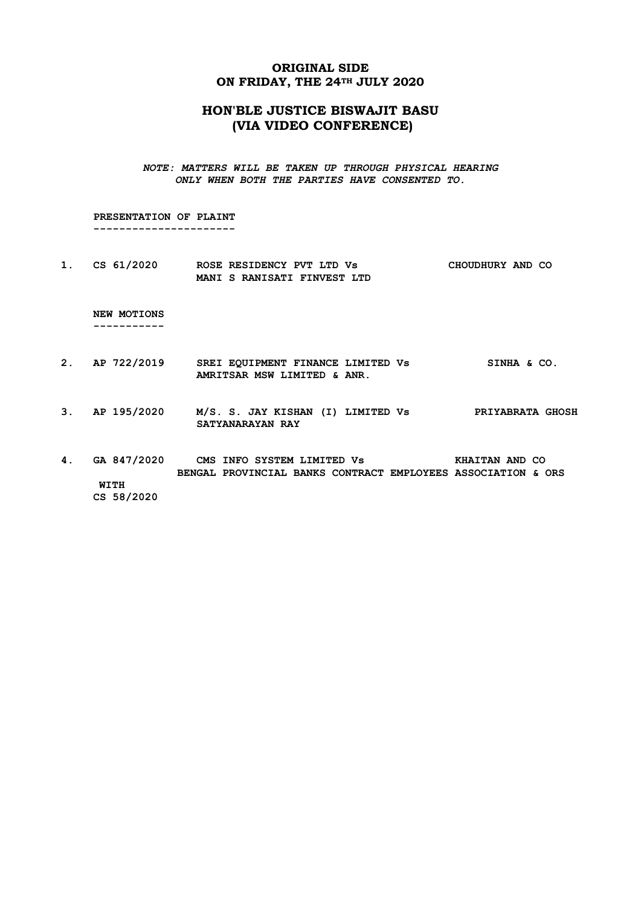**ORIGINAL SIDE**
**ON FRIDAY, THE 24TH JULY 2020**

## HON'BLE JUSTICE BISWAJIT BASU (VIA VIDEO CONFERENCE)

*NOTE: MATTERS WILL BE TAKEN UP THROUGH PHYSICAL HEARING ONLY WHEN BOTH THE PARTIES HAVE CONSENTED TO.*

**PRESENTATION OF PLAINT**
**----------------------**

| | | | |
|---|---|---|---|
| 1. | CS 61/2020 | ROSE RESIDENCY PVT LTD Vs MANI S RANISATI FINVEST LTD | CHOUDHURY AND CO |

**NEW MOTIONS**
**-----------**

| | | | |
|---|---|---|---|
| 2. | AP 722/2019 | SREI EQUIPMENT FINANCE LIMITED Vs AMRITSAR MSW LIMITED & ANR. | SINHA & CO. |
| 3. | AP 195/2020 | M/S. S. JAY KISHAN (I) LIMITED Vs SATYANARAYAN RAY | PRIYABRATA GHOSH |
| 4. | GA 847/2020 WITH CS 58/2020 | CMS INFO SYSTEM LIMITED Vs BENGAL PROVINCIAL BANKS CONTRACT EMPLOYEES ASSOCIATION & ORS | KHAITAN AND CO |